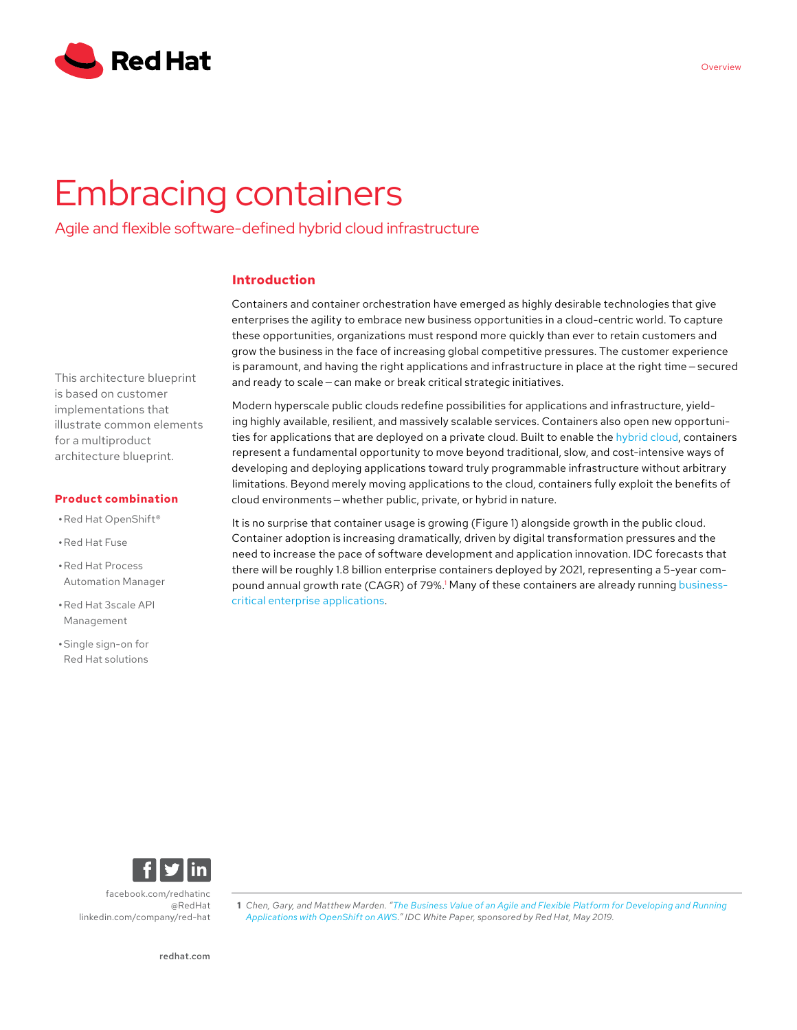# Embracing containers

## Agile and flexible software-defined hybrid cloud infrastructure

This architecture blueprint is based on customer implementations that illustrate common elements for a multiproduct architecture blueprint.

### Product combination

- Red Hat OpenShift®
- Red Hat Fuse
- Red Hat Process Automation Manager
- Red Hat 3scale API Management
- Single sign-on for Red Hat solutions

### Introduction

Containers and container orchestration have emerged as highly desirable technologies that give enterprises the agility to embrace new business opportunities in a cloud-centric world. To capture these opportunities, organizations must respond more quickly than ever to retain customers and grow the business in the face of increasing global competitive pressures. The customer experience is paramount, and having the right applications and infrastructure in place at the right time — secured and ready to scale — can make or break critical strategic initiatives.

Modern hyperscale public clouds redefine possibilities for applications and infrastructure, yielding highly available, resilient, and massively scalable services. Containers also open new opportunities for applications that are deployed on a private cloud. Built to enable the hybrid cloud, containers represent a fundamental opportunity to move beyond traditional, slow, and cost-intensive ways of developing and deploying applications toward truly programmable infrastructure without arbitrary limitations. Beyond merely moving applications to the cloud, containers fully exploit the benefits of cloud environments — whether public, private, or hybrid in nature.

It is no surprise that container usage is growing (Figure 1) alongside growth in the public cloud. Container adoption is increasing dramatically, driven by digital transformation pressures and the need to increase the pace of software development and application innovation. IDC forecasts that there will be roughly 1.8 billion enterprise containers deployed by 2021, representing a 5-year compound annual growth rate (CAGR) of 79%.[1] Many of these containers are already running business-critical enterprise applications.

facebook.com/redhatinc
@RedHat
linkedin.com/company/red-hat

redhat.com

1 *Chen, Gary, and Matthew Marden. "The Business Value of an Agile and Flexible Platform for Developing and Running Applications with OpenShift on AWS." IDC White Paper, sponsored by Red Hat, May 2019.*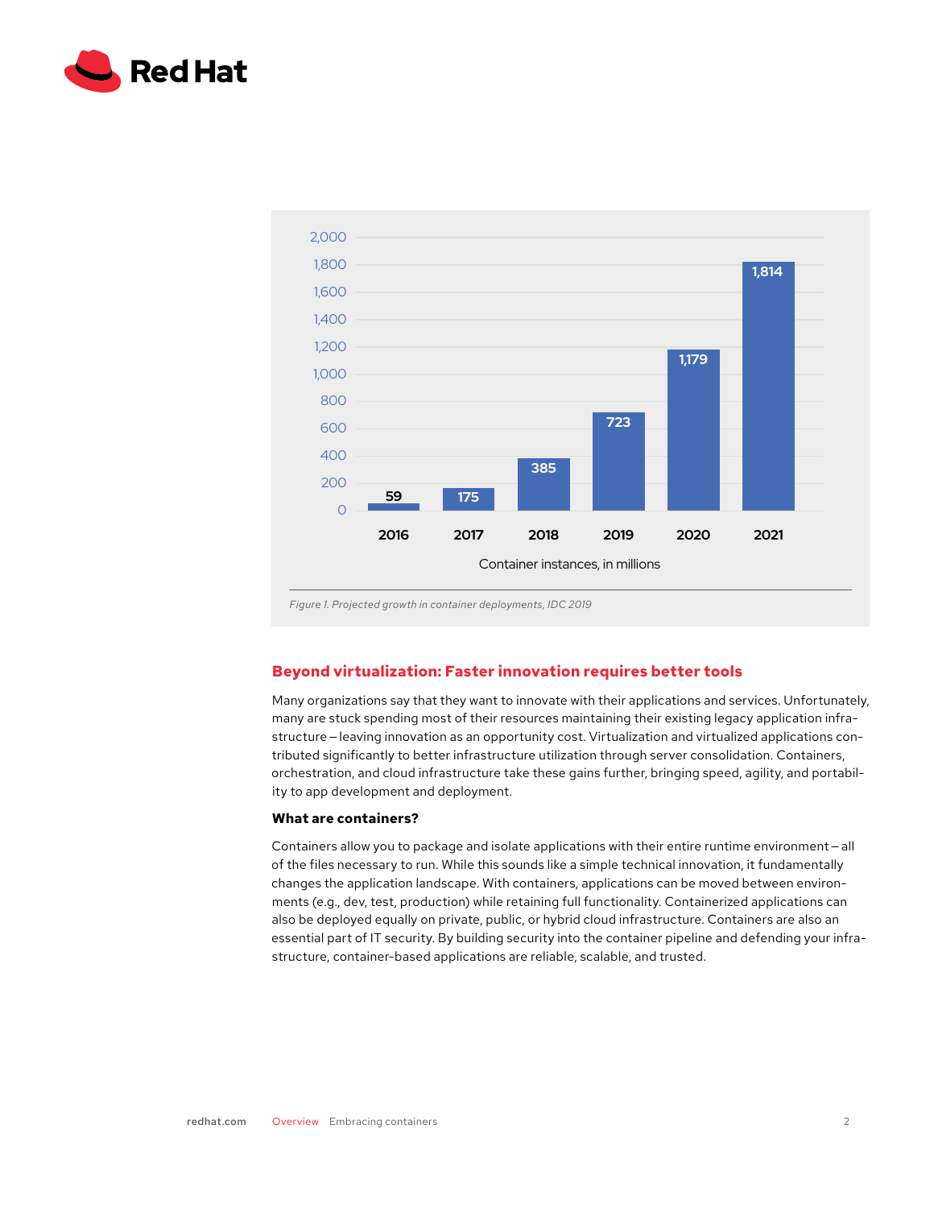| Year | Container instances, in millions |
|---|---|
| 2016 | 59 |
| 2017 | 175 |
| 2018 | 385 |
| 2019 | 723 |
| 2020 | 1,179 |
| 2021 | 1,814 |

*Figure 1. Projected growth in container deployments, IDC 2019*

## Beyond virtualization: Faster innovation requires better tools

Many organizations say that they want to innovate with their applications and services. Unfortunately, many are stuck spending most of their resources maintaining their existing legacy application infrastructure — leaving innovation as an opportunity cost. Virtualization and virtualized applications contributed significantly to better infrastructure utilization through server consolidation. Containers, orchestration, and cloud infrastructure take these gains further, bringing speed, agility, and portability to app development and deployment.

### What are containers?

Containers allow you to package and isolate applications with their entire runtime environment — all of the files necessary to run. While this sounds like a simple technical innovation, it fundamentally changes the application landscape. With containers, applications can be moved between environments (e.g., dev, test, production) while retaining full functionality. Containerized applications can also be deployed equally on private, public, or hybrid cloud infrastructure. Containers are also an essential part of IT security. By building security into the container pipeline and defending your infrastructure, container-based applications are reliable, scalable, and trusted.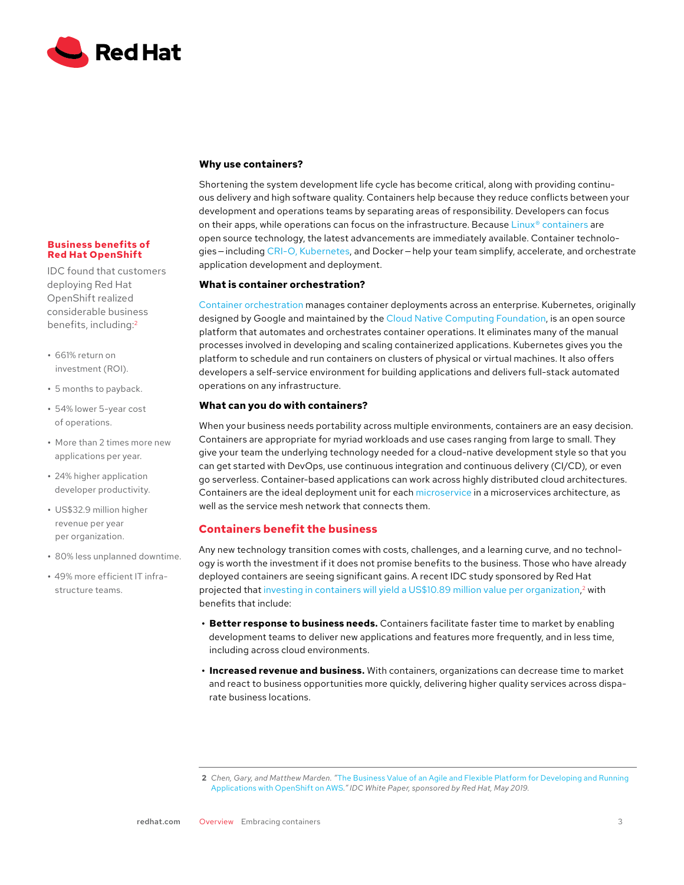### Why use containers?

Shortening the system development life cycle has become critical, along with providing continuous delivery and high software quality. Containers help because they reduce conflicts between your development and operations teams by separating areas of responsibility. Developers can focus on their apps, while operations can focus on the infrastructure. Because Linux® containers are open source technology, the latest advancements are immediately available. Container technologies—including CRI-O, Kubernetes, and Docker—help your team simplify, accelerate, and orchestrate application development and deployment.

### What is container orchestration?

Container orchestration manages container deployments across an enterprise. Kubernetes, originally designed by Google and maintained by the Cloud Native Computing Foundation, is an open source platform that automates and orchestrates container operations. It eliminates many of the manual processes involved in developing and scaling containerized applications. Kubernetes gives you the platform to schedule and run containers on clusters of physical or virtual machines. It also offers developers a self-service environment for building applications and delivers full-stack automated operations on any infrastructure.

### What can you do with containers?

When your business needs portability across multiple environments, containers are an easy decision. Containers are appropriate for myriad workloads and use cases ranging from large to small. They give your team the underlying technology needed for a cloud-native development style so that you can get started with DevOps, use continuous integration and continuous delivery (CI/CD), or even go serverless. Container-based applications can work across highly distributed cloud architectures. Containers are the ideal deployment unit for each microservice in a microservices architecture, as well as the service mesh network that connects them.

## Containers benefit the business

Any new technology transition comes with costs, challenges, and a learning curve, and no technology is worth the investment if it does not promise benefits to the business. Those who have already deployed containers are seeing significant gains. A recent IDC study sponsored by Red Hat projected that investing in containers will yield a US$10.89 million value per organization,[2] with benefits that include:

- **Better response to business needs.** Containers facilitate faster time to market by enabling development teams to deliver new applications and features more frequently, and in less time, including across cloud environments.
- **Increased revenue and business.** With containers, organizations can decrease time to market and react to business opportunities more quickly, delivering higher quality services across disparate business locations.

**Business benefits of Red Hat OpenShift**

IDC found that customers deploying Red Hat OpenShift realized considerable business benefits, including:[2]

- 661% return on investment (ROI).
- 5 months to payback.
- 54% lower 5-year cost of operations.
- More than 2 times more new applications per year.
- 24% higher application developer productivity.
- US$32.9 million higher revenue per year per organization.
- 80% less unplanned downtime.
- 49% more efficient IT infrastructure teams.

2 Chen, Gary, and Matthew Marden. *"The Business Value of an Agile and Flexible Platform for Developing and Running Applications with OpenShift on AWS." IDC White Paper, sponsored by Red Hat, May 2019.*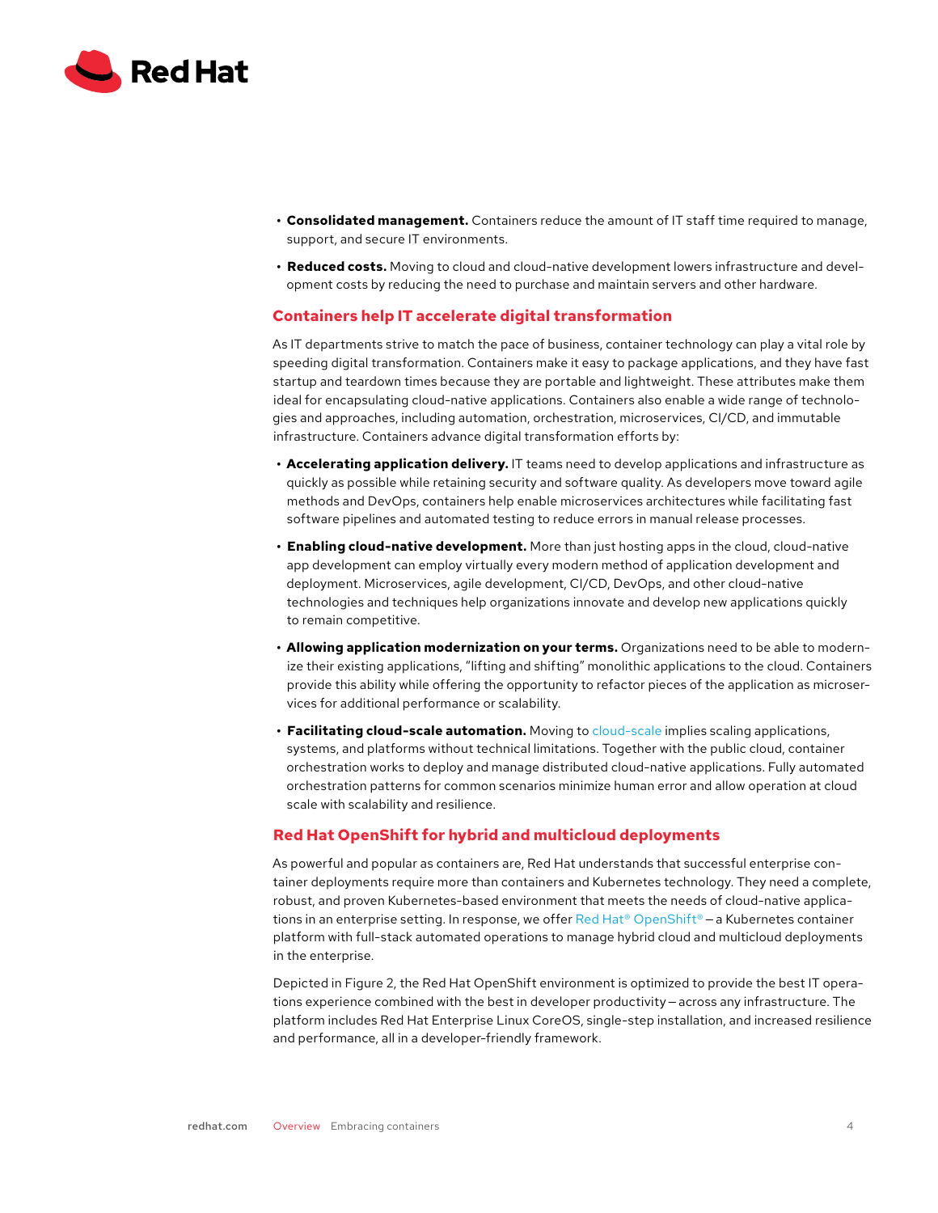- **Consolidated management.** Containers reduce the amount of IT staff time required to manage, support, and secure IT environments.
- **Reduced costs.** Moving to cloud and cloud-native development lowers infrastructure and development costs by reducing the need to purchase and maintain servers and other hardware.

## Containers help IT accelerate digital transformation

As IT departments strive to match the pace of business, container technology can play a vital role by speeding digital transformation. Containers make it easy to package applications, and they have fast startup and teardown times because they are portable and lightweight. These attributes make them ideal for encapsulating cloud-native applications. Containers also enable a wide range of technologies and approaches, including automation, orchestration, microservices, CI/CD, and immutable infrastructure. Containers advance digital transformation efforts by:

- **Accelerating application delivery.** IT teams need to develop applications and infrastructure as quickly as possible while retaining security and software quality. As developers move toward agile methods and DevOps, containers help enable microservices architectures while facilitating fast software pipelines and automated testing to reduce errors in manual release processes.
- **Enabling cloud-native development.** More than just hosting apps in the cloud, cloud-native app development can employ virtually every modern method of application development and deployment. Microservices, agile development, CI/CD, DevOps, and other cloud-native technologies and techniques help organizations innovate and develop new applications quickly to remain competitive.
- **Allowing application modernization on your terms.** Organizations need to be able to modernize their existing applications, "lifting and shifting" monolithic applications to the cloud. Containers provide this ability while offering the opportunity to refactor pieces of the application as microservices for additional performance or scalability.
- **Facilitating cloud-scale automation.** Moving to cloud-scale implies scaling applications, systems, and platforms without technical limitations. Together with the public cloud, container orchestration works to deploy and manage distributed cloud-native applications. Fully automated orchestration patterns for common scenarios minimize human error and allow operation at cloud scale with scalability and resilience.

## Red Hat OpenShift for hybrid and multicloud deployments

As powerful and popular as containers are, Red Hat understands that successful enterprise container deployments require more than containers and Kubernetes technology. They need a complete, robust, and proven Kubernetes-based environment that meets the needs of cloud-native applications in an enterprise setting. In response, we offer Red Hat® OpenShift® — a Kubernetes container platform with full-stack automated operations to manage hybrid cloud and multicloud deployments in the enterprise.

Depicted in Figure 2, the Red Hat OpenShift environment is optimized to provide the best IT operations experience combined with the best in developer productivity — across any infrastructure. The platform includes Red Hat Enterprise Linux CoreOS, single-step installation, and increased resilience and performance, all in a developer-friendly framework.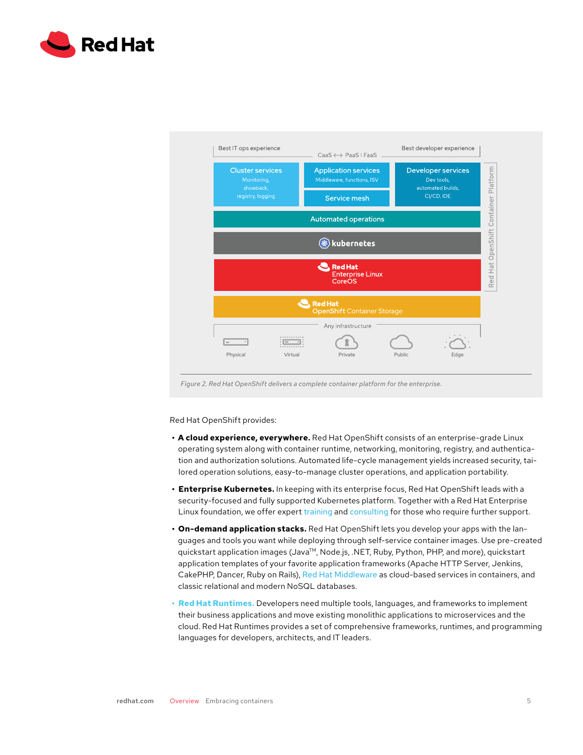Best IT ops experience — CaaS ⟷ PaaS | FaaS — Best developer experience

Cluster services: Monitoring, showback, registry, logging

Application services: Middleware, functions, ISV

Service mesh

Developer services: Dev tools, automated builds, CI/CD, IDE

Automated operations

kubernetes

Red Hat Enterprise Linux CoreOS

Red Hat OpenShift Container Storage

Red Hat OpenShift Container Platform

Any infrastructure: Physical, Virtual, Private, Public, Edge

*Figure 2. Red Hat OpenShift delivers a complete container platform for the enterprise.*

Red Hat OpenShift provides:

- **A cloud experience, everywhere.** Red Hat OpenShift consists of an enterprise-grade Linux operating system along with container runtime, networking, monitoring, registry, and authentication and authorization solutions. Automated life-cycle management yields increased security, tailored operation solutions, easy-to-manage cluster operations, and application portability.
- **Enterprise Kubernetes.** In keeping with its enterprise focus, Red Hat OpenShift leads with a security-focused and fully supported Kubernetes platform. Together with a Red Hat Enterprise Linux foundation, we offer expert training and consulting for those who require further support.
- **On-demand application stacks.** Red Hat OpenShift lets you develop your apps with the languages and tools you want while deploying through self-service container images. Use pre-created quickstart application images (Java™, Node.js, .NET, Ruby, Python, PHP, and more), quickstart application templates of your favorite application frameworks (Apache HTTP Server, Jenkins, CakePHP, Dancer, Ruby on Rails), Red Hat Middleware as cloud-based services in containers, and classic relational and modern NoSQL databases.
- **Red Hat Runtimes.** Developers need multiple tools, languages, and frameworks to implement their business applications and move existing monolithic applications to microservices and the cloud. Red Hat Runtimes provides a set of comprehensive frameworks, runtimes, and programming languages for developers, architects, and IT leaders.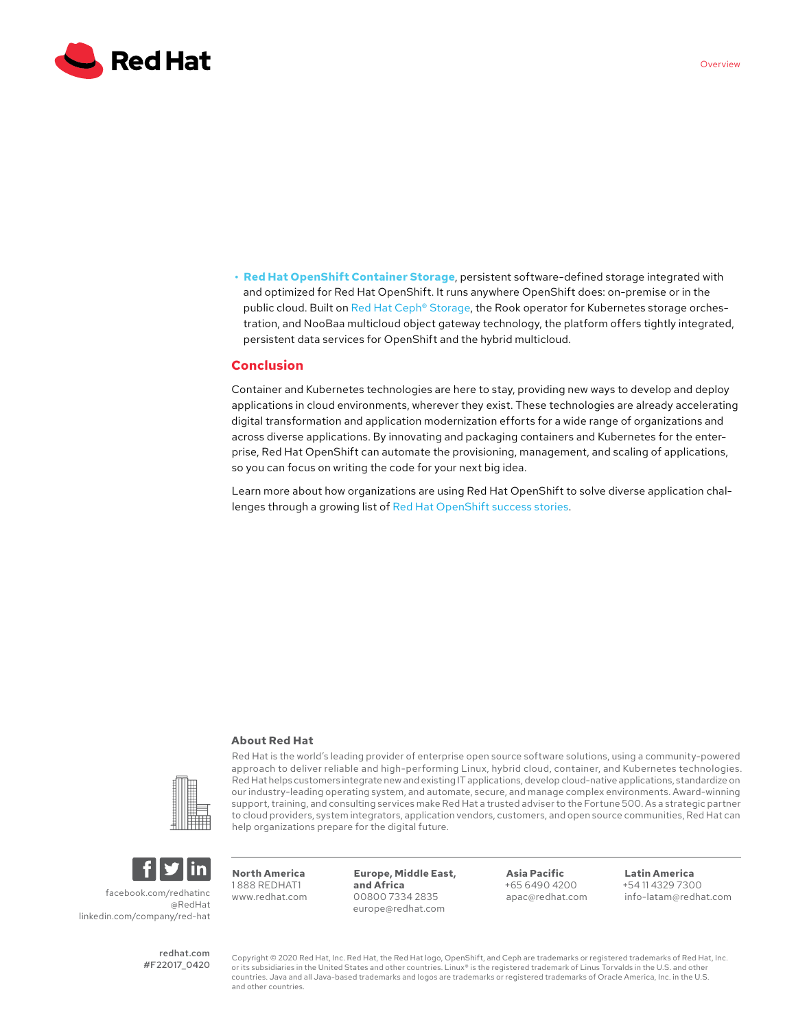- **Red Hat OpenShift Container Storage**, persistent software-defined storage integrated with and optimized for Red Hat OpenShift. It runs anywhere OpenShift does: on-premise or in the public cloud. Built on Red Hat Ceph® Storage, the Rook operator for Kubernetes storage orchestration, and NooBaa multicloud object gateway technology, the platform offers tightly integrated, persistent data services for OpenShift and the hybrid multicloud.

## Conclusion

Container and Kubernetes technologies are here to stay, providing new ways to develop and deploy applications in cloud environments, wherever they exist. These technologies are already accelerating digital transformation and application modernization efforts for a wide range of organizations and across diverse applications. By innovating and packaging containers and Kubernetes for the enterprise, Red Hat OpenShift can automate the provisioning, management, and scaling of applications, so you can focus on writing the code for your next big idea.

Learn more about how organizations are using Red Hat OpenShift to solve diverse application challenges through a growing list of Red Hat OpenShift success stories.

### About Red Hat

Red Hat is the world's leading provider of enterprise open source software solutions, using a community-powered approach to deliver reliable and high-performing Linux, hybrid cloud, container, and Kubernetes technologies. Red Hat helps customers integrate new and existing IT applications, develop cloud-native applications, standardize on our industry-leading operating system, and automate, secure, and manage complex environments. Award-winning support, training, and consulting services make Red Hat a trusted adviser to the Fortune 500. As a strategic partner to cloud providers, system integrators, application vendors, customers, and open source communities, Red Hat can help organizations prepare for the digital future.

facebook.com/redhatinc
@RedHat
linkedin.com/company/red-hat

**North America**
1 888 REDHAT1
www.redhat.com

**Europe, Middle East, and Africa**
00800 7334 2835
europe@redhat.com

**Asia Pacific**
+65 6490 4200
apac@redhat.com

**Latin America**
+54 11 4329 7300
info-latam@redhat.com

redhat.com
#F22017_0420

Copyright © 2020 Red Hat, Inc. Red Hat, the Red Hat logo, OpenShift, and Ceph are trademarks or registered trademarks of Red Hat, Inc. or its subsidiaries in the United States and other countries. Linux® is the registered trademark of Linus Torvalds in the U.S. and other countries. Java and all Java-based trademarks and logos are trademarks or registered trademarks of Oracle America, Inc. in the U.S. and other countries.